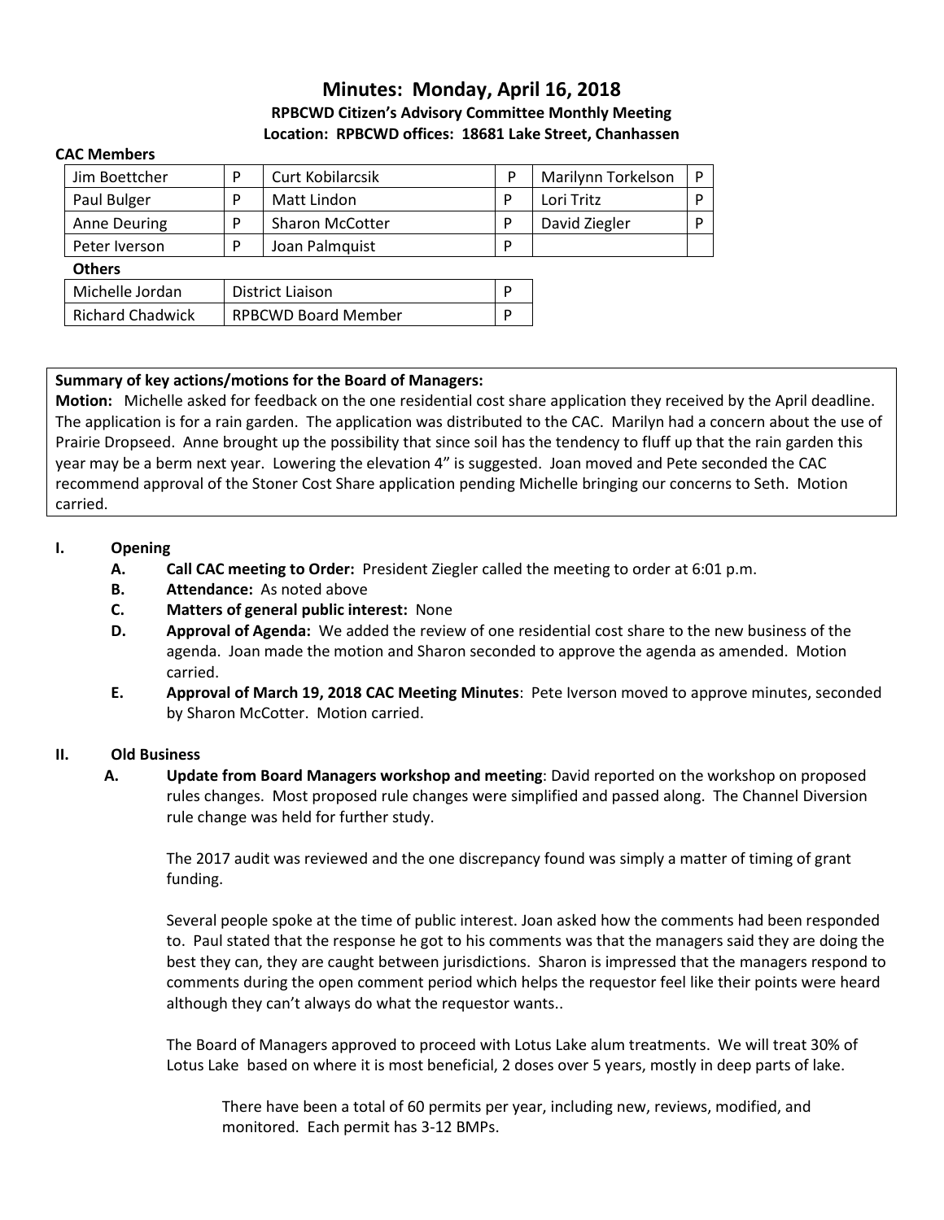# Minutes: Monday, April 16, 2018

**RPBCWD Citizen's Advisory Committee Monthly Meeting**

**Location: RPBCWD offices: 18681 Lake Street, Chanhassen**

**CAC Members**

| | | | | | |
|---|---|---|---|---|---|
| Jim Boettcher | P | Curt Kobilarcsik | P | Marilynn Torkelson | P |
| Paul Bulger | P | Matt Lindon | P | Lori Tritz | P |
| Anne Deuring | P | Sharon McCotter | P | David Ziegler | P |
| Peter Iverson | P | Joan Palmquist | P | | |

**Others**

| | | |
|---|---|---|
| Michelle Jordan | District Liaison | P |
| Richard Chadwick | RPBCWD Board Member | P |

**Summary of key actions/motions for the Board of Managers:**

**Motion:** Michelle asked for feedback on the one residential cost share application they received by the April deadline. The application is for a rain garden. The application was distributed to the CAC. Marilyn had a concern about the use of Prairie Dropseed. Anne brought up the possibility that since soil has the tendency to fluff up that the rain garden this year may be a berm next year. Lowering the elevation 4" is suggested. Joan moved and Pete seconded the CAC recommend approval of the Stoner Cost Share application pending Michelle bringing our concerns to Seth. Motion carried.

## I. Opening

- **A. Call CAC meeting to Order:** President Ziegler called the meeting to order at 6:01 p.m.
- **B. Attendance:** As noted above
- **C. Matters of general public interest:** None
- **D. Approval of Agenda:** We added the review of one residential cost share to the new business of the agenda. Joan made the motion and Sharon seconded to approve the agenda as amended. Motion carried.
- **E. Approval of March 19, 2018 CAC Meeting Minutes**: Pete Iverson moved to approve minutes, seconded by Sharon McCotter. Motion carried.

## II. Old Business

**A. Update from Board Managers workshop and meeting**: David reported on the workshop on proposed rules changes. Most proposed rule changes were simplified and passed along. The Channel Diversion rule change was held for further study.

The 2017 audit was reviewed and the one discrepancy found was simply a matter of timing of grant funding.

Several people spoke at the time of public interest. Joan asked how the comments had been responded to. Paul stated that the response he got to his comments was that the managers said they are doing the best they can, they are caught between jurisdictions. Sharon is impressed that the managers respond to comments during the open comment period which helps the requestor feel like their points were heard although they can't always do what the requestor wants..

The Board of Managers approved to proceed with Lotus Lake alum treatments. We will treat 30% of Lotus Lake based on where it is most beneficial, 2 doses over 5 years, mostly in deep parts of lake.

There have been a total of 60 permits per year, including new, reviews, modified, and monitored. Each permit has 3-12 BMPs.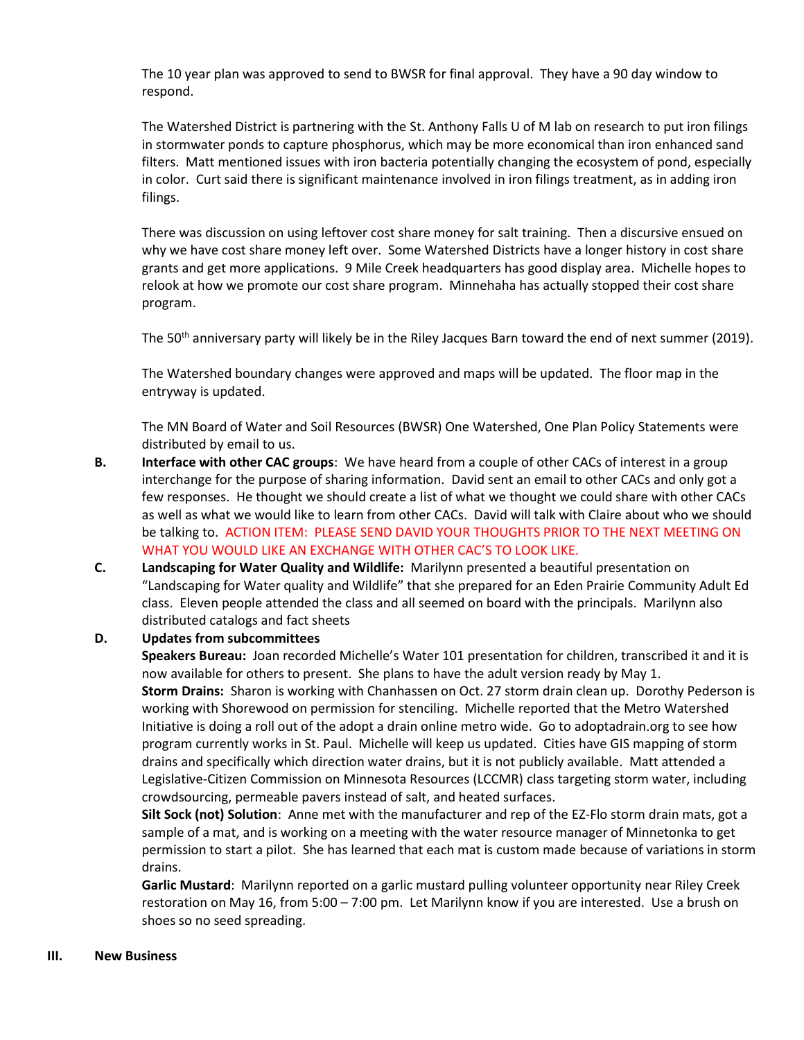The 10 year plan was approved to send to BWSR for final approval. They have a 90 day window to respond.

The Watershed District is partnering with the St. Anthony Falls U of M lab on research to put iron filings in stormwater ponds to capture phosphorus, which may be more economical than iron enhanced sand filters. Matt mentioned issues with iron bacteria potentially changing the ecosystem of pond, especially in color. Curt said there is significant maintenance involved in iron filings treatment, as in adding iron filings.

There was discussion on using leftover cost share money for salt training. Then a discursive ensued on why we have cost share money left over. Some Watershed Districts have a longer history in cost share grants and get more applications. 9 Mile Creek headquarters has good display area. Michelle hopes to relook at how we promote our cost share program. Minnehaha has actually stopped their cost share program.

The 50th anniversary party will likely be in the Riley Jacques Barn toward the end of next summer (2019).

The Watershed boundary changes were approved and maps will be updated. The floor map in the entryway is updated.

The MN Board of Water and Soil Resources (BWSR) One Watershed, One Plan Policy Statements were distributed by email to us.

**B. Interface with other CAC groups**: We have heard from a couple of other CACs of interest in a group interchange for the purpose of sharing information. David sent an email to other CACs and only got a few responses. He thought we should create a list of what we thought we could share with other CACs as well as what we would like to learn from other CACs. David will talk with Claire about who we should be talking to. ACTION ITEM: PLEASE SEND DAVID YOUR THOUGHTS PRIOR TO THE NEXT MEETING ON WHAT YOU WOULD LIKE AN EXCHANGE WITH OTHER CAC'S TO LOOK LIKE.

**C. Landscaping for Water Quality and Wildlife:** Marilynn presented a beautiful presentation on "Landscaping for Water quality and Wildlife" that she prepared for an Eden Prairie Community Adult Ed class. Eleven people attended the class and all seemed on board with the principals. Marilynn also distributed catalogs and fact sheets

**D. Updates from subcommittees**

**Speakers Bureau:** Joan recorded Michelle's Water 101 presentation for children, transcribed it and it is now available for others to present. She plans to have the adult version ready by May 1.

**Storm Drains:** Sharon is working with Chanhassen on Oct. 27 storm drain clean up. Dorothy Pederson is working with Shorewood on permission for stenciling. Michelle reported that the Metro Watershed Initiative is doing a roll out of the adopt a drain online metro wide. Go to adoptadrain.org to see how program currently works in St. Paul. Michelle will keep us updated. Cities have GIS mapping of storm drains and specifically which direction water drains, but it is not publicly available. Matt attended a Legislative-Citizen Commission on Minnesota Resources (LCCMR) class targeting storm water, including crowdsourcing, permeable pavers instead of salt, and heated surfaces.

**Silt Sock (not) Solution**: Anne met with the manufacturer and rep of the EZ-Flo storm drain mats, got a sample of a mat, and is working on a meeting with the water resource manager of Minnetonka to get permission to start a pilot. She has learned that each mat is custom made because of variations in storm drains.

**Garlic Mustard**: Marilynn reported on a garlic mustard pulling volunteer opportunity near Riley Creek restoration on May 16, from 5:00 – 7:00 pm. Let Marilynn know if you are interested. Use a brush on shoes so no seed spreading.

## III. New Business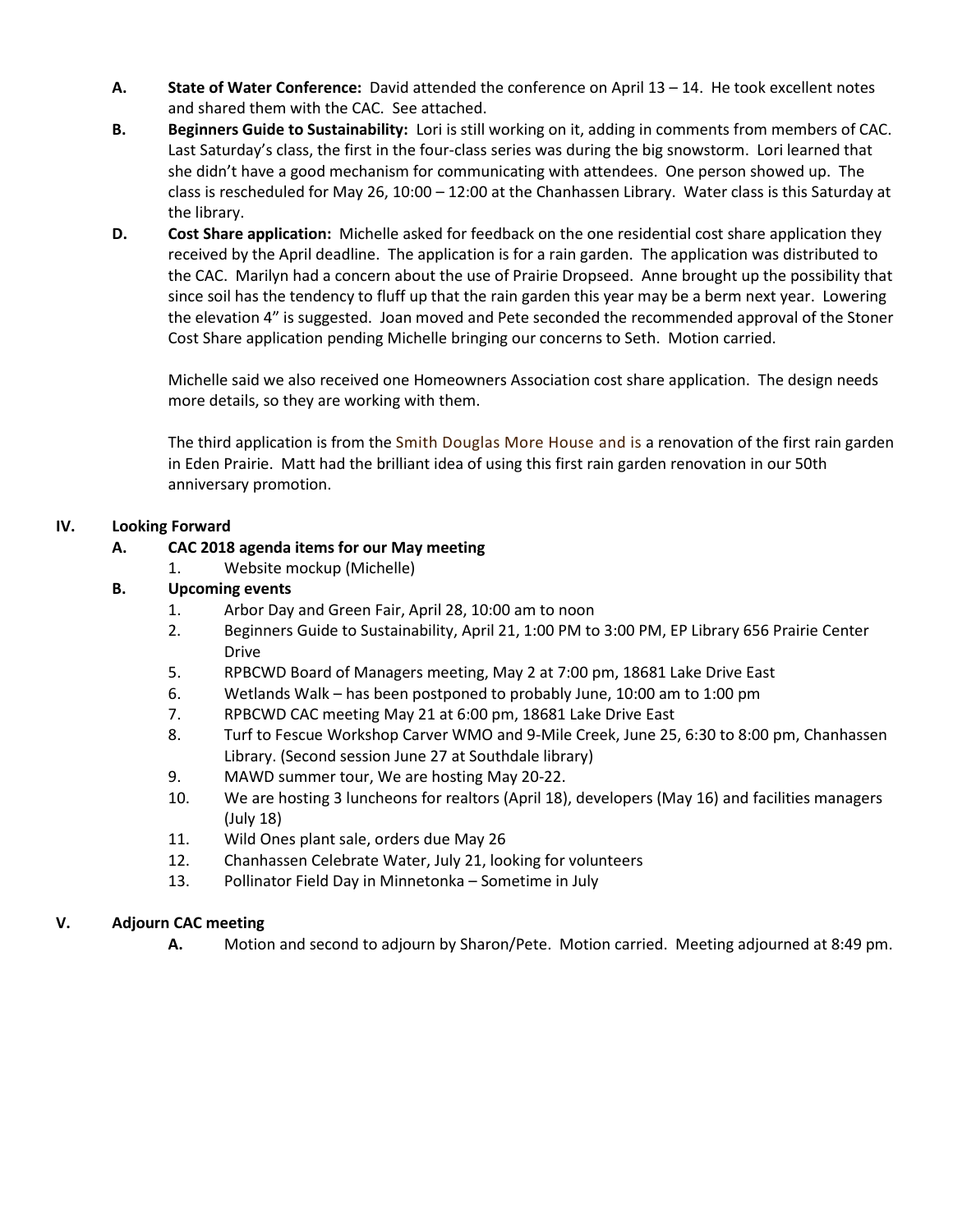**A. State of Water Conference:** David attended the conference on April 13 – 14. He took excellent notes and shared them with the CAC. See attached.

**B. Beginners Guide to Sustainability:** Lori is still working on it, adding in comments from members of CAC. Last Saturday's class, the first in the four-class series was during the big snowstorm. Lori learned that she didn't have a good mechanism for communicating with attendees. One person showed up. The class is rescheduled for May 26, 10:00 – 12:00 at the Chanhassen Library. Water class is this Saturday at the library.

**D. Cost Share application:** Michelle asked for feedback on the one residential cost share application they received by the April deadline. The application is for a rain garden. The application was distributed to the CAC. Marilyn had a concern about the use of Prairie Dropseed. Anne brought up the possibility that since soil has the tendency to fluff up that the rain garden this year may be a berm next year. Lowering the elevation 4" is suggested. Joan moved and Pete seconded the recommended approval of the Stoner Cost Share application pending Michelle bringing our concerns to Seth. Motion carried.

Michelle said we also received one Homeowners Association cost share application. The design needs more details, so they are working with them.

The third application is from the Smith Douglas More House and is a renovation of the first rain garden in Eden Prairie. Matt had the brilliant idea of using this first rain garden renovation in our 50th anniversary promotion.

## IV. Looking Forward

**A. CAC 2018 agenda items for our May meeting**

1. Website mockup (Michelle)

**B. Upcoming events**

1. Arbor Day and Green Fair, April 28, 10:00 am to noon
2. Beginners Guide to Sustainability, April 21, 1:00 PM to 3:00 PM, EP Library 656 Prairie Center Drive
5. RPBCWD Board of Managers meeting, May 2 at 7:00 pm, 18681 Lake Drive East
6. Wetlands Walk – has been postponed to probably June, 10:00 am to 1:00 pm
7. RPBCWD CAC meeting May 21 at 6:00 pm, 18681 Lake Drive East
8. Turf to Fescue Workshop Carver WMO and 9-Mile Creek, June 25, 6:30 to 8:00 pm, Chanhassen Library. (Second session June 27 at Southdale library)
9. MAWD summer tour, We are hosting May 20-22.
10. We are hosting 3 luncheons for realtors (April 18), developers (May 16) and facilities managers (July 18)
11. Wild Ones plant sale, orders due May 26
12. Chanhassen Celebrate Water, July 21, looking for volunteers
13. Pollinator Field Day in Minnetonka – Sometime in July

## V. Adjourn CAC meeting

**A.** Motion and second to adjourn by Sharon/Pete. Motion carried. Meeting adjourned at 8:49 pm.